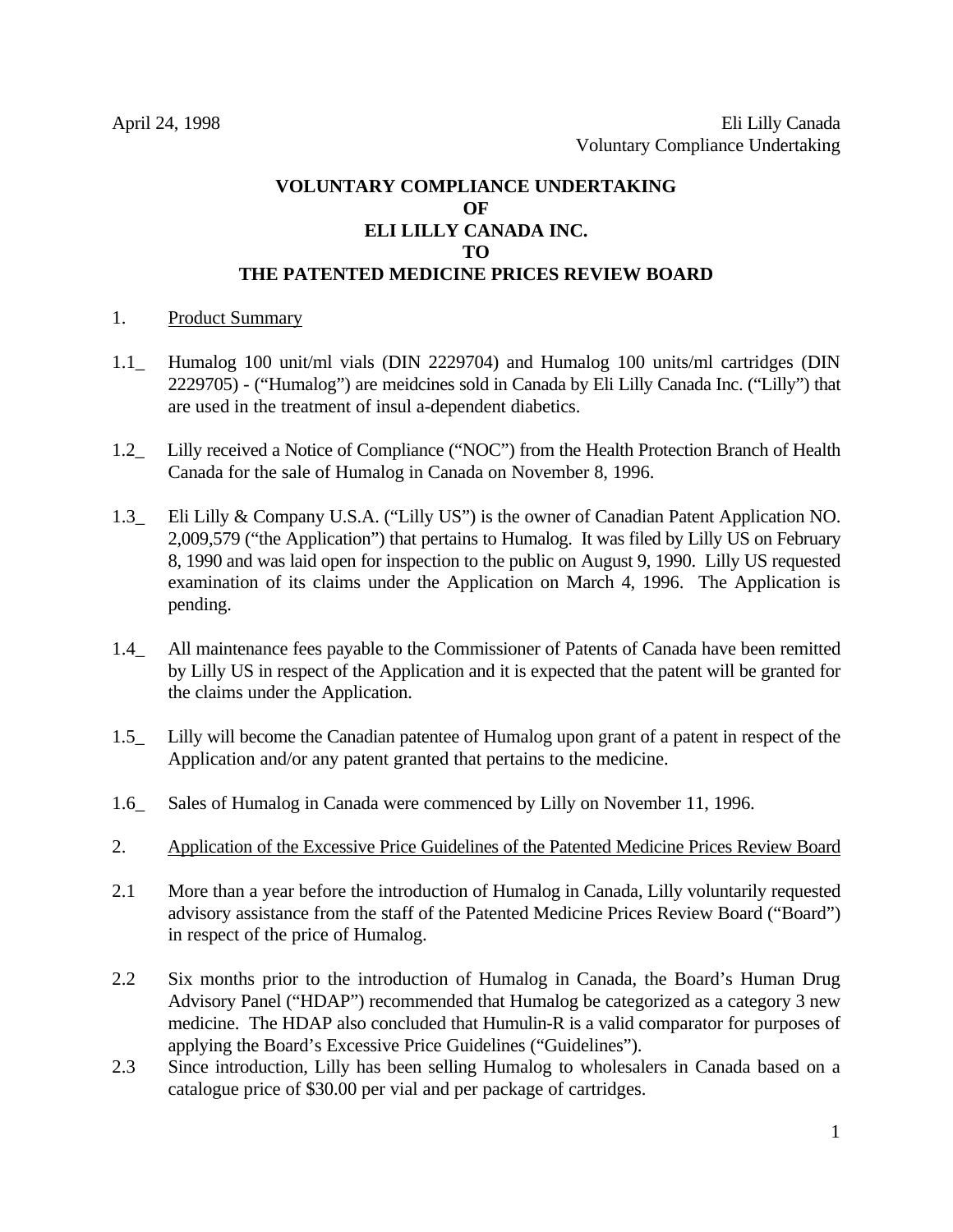April 24, 1998

Eli Lilly Canada
Voluntary Compliance Undertaking

# VOLUNTARY COMPLIANCE UNDERTAKING
# OF
# ELI LILLY CANADA INC.
# TO
# THE PATENTED MEDICINE PRICES REVIEW BOARD

1. Product Summary

1.1_ Humalog 100 unit/ml vials (DIN 2229704) and Humalog 100 units/ml cartridges (DIN 2229705) - ("Humalog") are meidcines sold in Canada by Eli Lilly Canada Inc. ("Lilly") that are used in the treatment of insul a-dependent diabetics.

1.2_ Lilly received a Notice of Compliance ("NOC") from the Health Protection Branch of Health Canada for the sale of Humalog in Canada on November 8, 1996.

1.3_ Eli Lilly & Company U.S.A. ("Lilly US") is the owner of Canadian Patent Application NO. 2,009,579 ("the Application") that pertains to Humalog. It was filed by Lilly US on February 8, 1990 and was laid open for inspection to the public on August 9, 1990. Lilly US requested examination of its claims under the Application on March 4, 1996. The Application is pending.

1.4_ All maintenance fees payable to the Commissioner of Patents of Canada have been remitted by Lilly US in respect of the Application and it is expected that the patent will be granted for the claims under the Application.

1.5_ Lilly will become the Canadian patentee of Humalog upon grant of a patent in respect of the Application and/or any patent granted that pertains to the medicine.

1.6_ Sales of Humalog in Canada were commenced by Lilly on November 11, 1996.

2. Application of the Excessive Price Guidelines of the Patented Medicine Prices Review Board

2.1 More than a year before the introduction of Humalog in Canada, Lilly voluntarily requested advisory assistance from the staff of the Patented Medicine Prices Review Board ("Board") in respect of the price of Humalog.

2.2 Six months prior to the introduction of Humalog in Canada, the Board's Human Drug Advisory Panel ("HDAP") recommended that Humalog be categorized as a category 3 new medicine. The HDAP also concluded that Humulin-R is a valid comparator for purposes of applying the Board's Excessive Price Guidelines ("Guidelines").

2.3 Since introduction, Lilly has been selling Humalog to wholesalers in Canada based on a catalogue price of $30.00 per vial and per package of cartridges.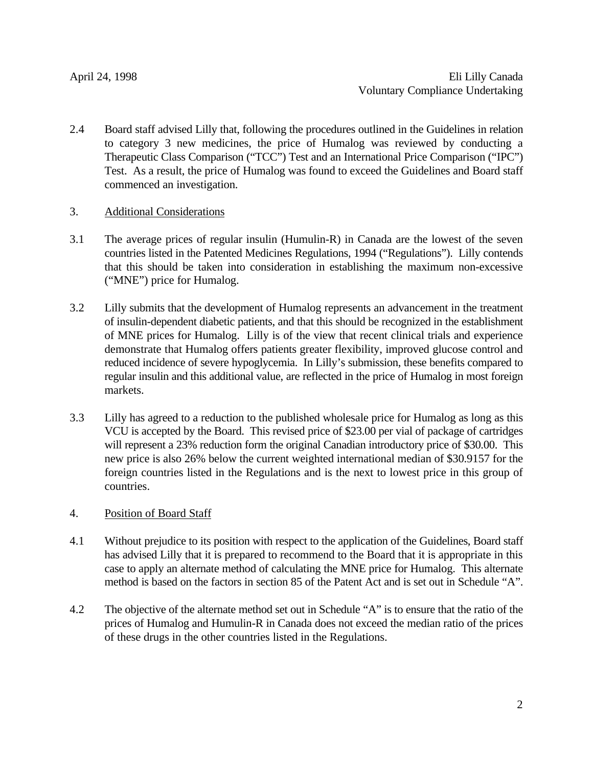2.4 Board staff advised Lilly that, following the procedures outlined in the Guidelines in relation to category 3 new medicines, the price of Humalog was reviewed by conducting a Therapeutic Class Comparison ("TCC") Test and an International Price Comparison ("IPC") Test. As a result, the price of Humalog was found to exceed the Guidelines and Board staff commenced an investigation.

3. <u>Additional Considerations</u>

3.1 The average prices of regular insulin (Humulin-R) in Canada are the lowest of the seven countries listed in the Patented Medicines Regulations, 1994 ("Regulations"). Lilly contends that this should be taken into consideration in establishing the maximum non-excessive ("MNE") price for Humalog.

3.2 Lilly submits that the development of Humalog represents an advancement in the treatment of insulin-dependent diabetic patients, and that this should be recognized in the establishment of MNE prices for Humalog. Lilly is of the view that recent clinical trials and experience demonstrate that Humalog offers patients greater flexibility, improved glucose control and reduced incidence of severe hypoglycemia. In Lilly's submission, these benefits compared to regular insulin and this additional value, are reflected in the price of Humalog in most foreign markets.

3.3 Lilly has agreed to a reduction to the published wholesale price for Humalog as long as this VCU is accepted by the Board. This revised price of $23.00 per vial of package of cartridges will represent a 23% reduction form the original Canadian introductory price of $30.00. This new price is also 26% below the current weighted international median of $30.9157 for the foreign countries listed in the Regulations and is the next to lowest price in this group of countries.

4. <u>Position of Board Staff</u>

4.1 Without prejudice to its position with respect to the application of the Guidelines, Board staff has advised Lilly that it is prepared to recommend to the Board that it is appropriate in this case to apply an alternate method of calculating the MNE price for Humalog. This alternate method is based on the factors in section 85 of the Patent Act and is set out in Schedule "A".

4.2 The objective of the alternate method set out in Schedule "A" is to ensure that the ratio of the prices of Humalog and Humulin-R in Canada does not exceed the median ratio of the prices of these drugs in the other countries listed in the Regulations.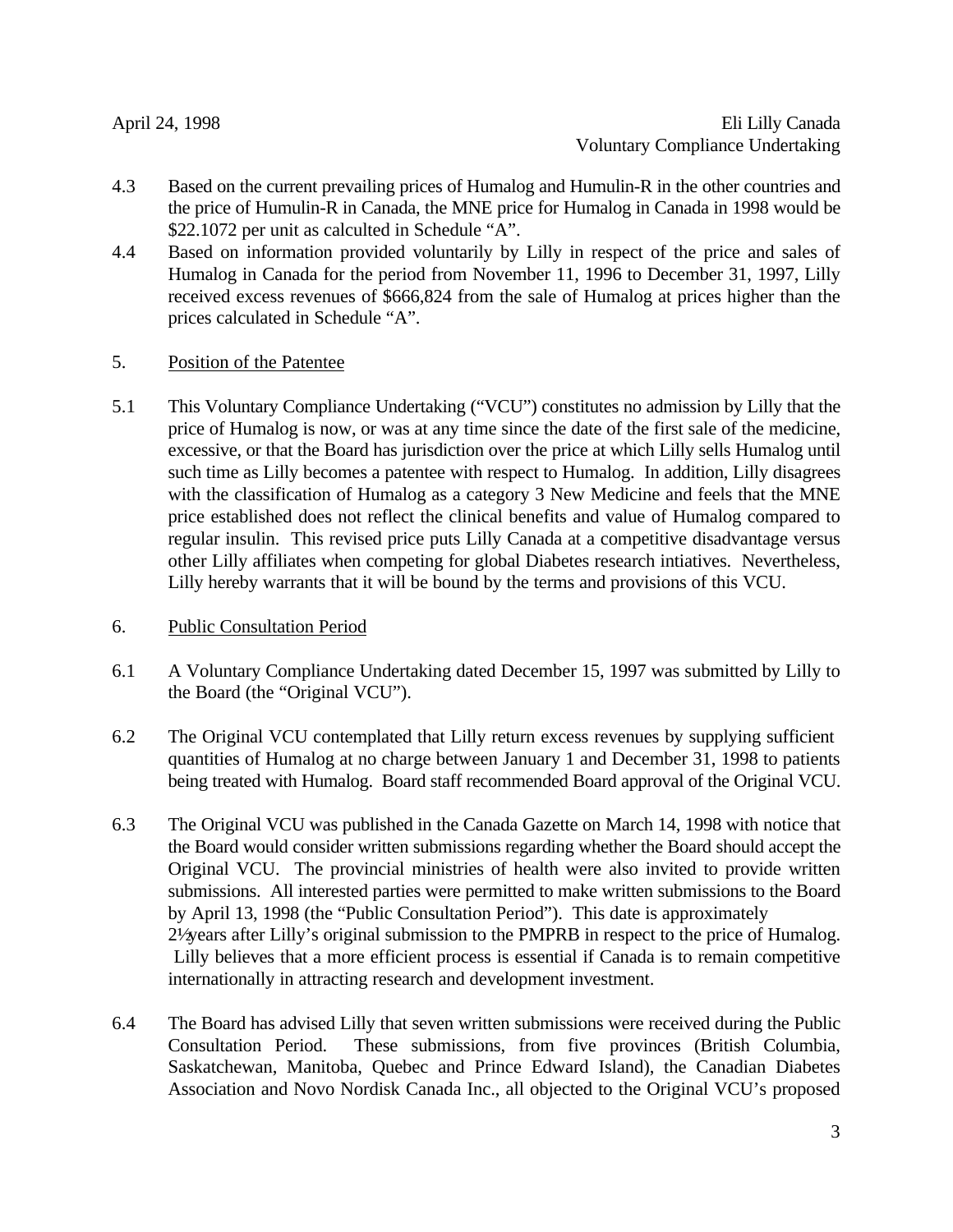4.3 Based on the current prevailing prices of Humalog and Humulin-R in the other countries and the price of Humulin-R in Canada, the MNE price for Humalog in Canada in 1998 would be $22.1072 per unit as calculted in Schedule "A".

4.4 Based on information provided voluntarily by Lilly in respect of the price and sales of Humalog in Canada for the period from November 11, 1996 to December 31, 1997, Lilly received excess revenues of $666,824 from the sale of Humalog at prices higher than the prices calculated in Schedule "A".

5. Position of the Patentee

5.1 This Voluntary Compliance Undertaking ("VCU") constitutes no admission by Lilly that the price of Humalog is now, or was at any time since the date of the first sale of the medicine, excessive, or that the Board has jurisdiction over the price at which Lilly sells Humalog until such time as Lilly becomes a patentee with respect to Humalog. In addition, Lilly disagrees with the classification of Humalog as a category 3 New Medicine and feels that the MNE price established does not reflect the clinical benefits and value of Humalog compared to regular insulin. This revised price puts Lilly Canada at a competitive disadvantage versus other Lilly affiliates when competing for global Diabetes research intiatives. Nevertheless, Lilly hereby warrants that it will be bound by the terms and provisions of this VCU.

6. Public Consultation Period

6.1 A Voluntary Compliance Undertaking dated December 15, 1997 was submitted by Lilly to the Board (the "Original VCU").

6.2 The Original VCU contemplated that Lilly return excess revenues by supplying sufficient quantities of Humalog at no charge between January 1 and December 31, 1998 to patients being treated with Humalog. Board staff recommended Board approval of the Original VCU.

6.3 The Original VCU was published in the Canada Gazette on March 14, 1998 with notice that the Board would consider written submissions regarding whether the Board should accept the Original VCU. The provincial ministries of health were also invited to provide written submissions. All interested parties were permitted to make written submissions to the Board by April 13, 1998 (the "Public Consultation Period"). This date is approximately 2½ years after Lilly's original submission to the PMPRB in respect to the price of Humalog. Lilly believes that a more efficient process is essential if Canada is to remain competitive internationally in attracting research and development investment.

6.4 The Board has advised Lilly that seven written submissions were received during the Public Consultation Period. These submissions, from five provinces (British Columbia, Saskatchewan, Manitoba, Quebec and Prince Edward Island), the Canadian Diabetes Association and Novo Nordisk Canada Inc., all objected to the Original VCU's proposed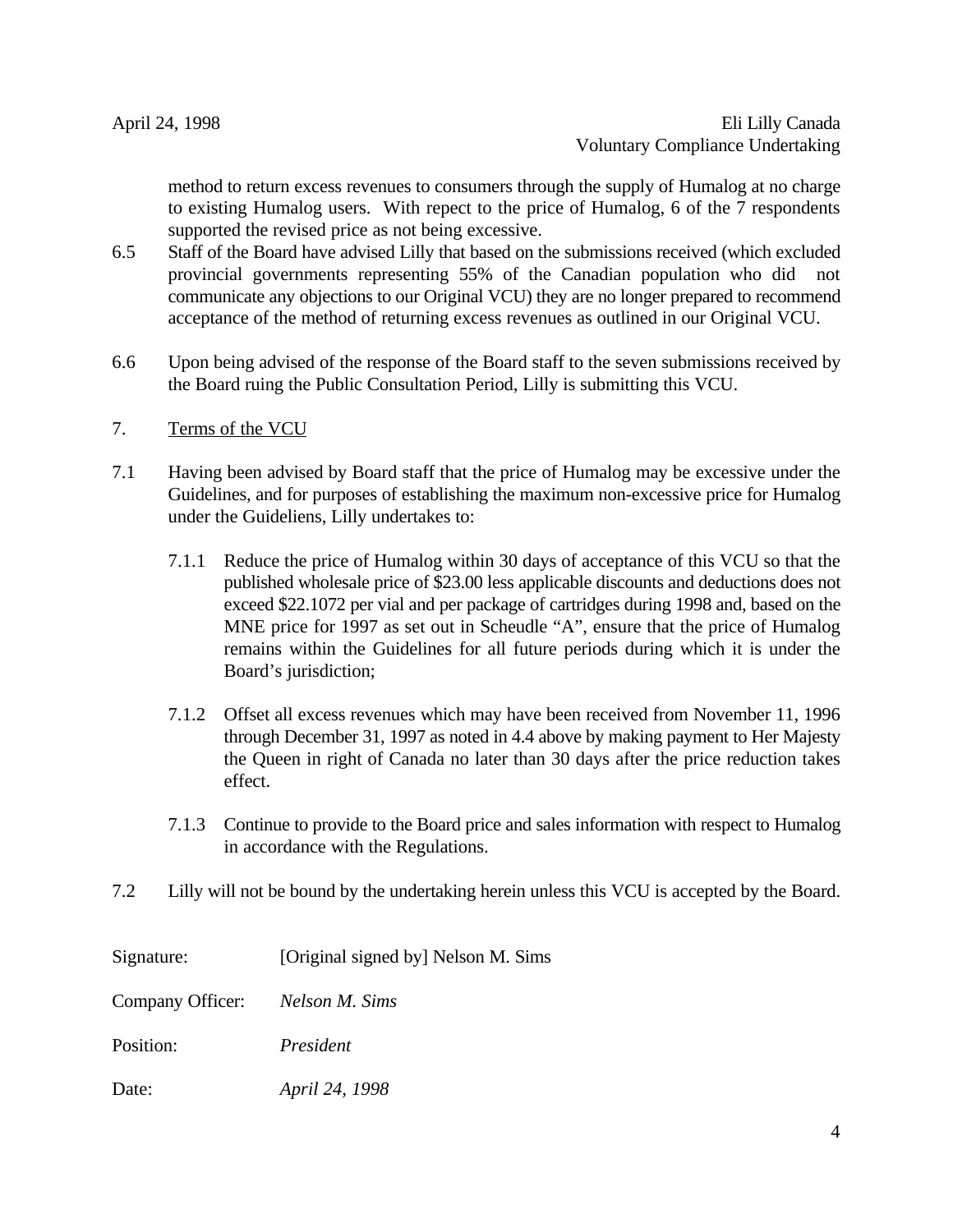method to return excess revenues to consumers through the supply of Humalog at no charge to existing Humalog users. With repect to the price of Humalog, 6 of the 7 respondents supported the revised price as not being excessive.

6.5 Staff of the Board have advised Lilly that based on the submissions received (which excluded provincial governments representing 55% of the Canadian population who did not communicate any objections to our Original VCU) they are no longer prepared to recommend acceptance of the method of returning excess revenues as outlined in our Original VCU.

6.6 Upon being advised of the response of the Board staff to the seven submissions received by the Board ruing the Public Consultation Period, Lilly is submitting this VCU.

7. Terms of the VCU

7.1 Having been advised by Board staff that the price of Humalog may be excessive under the Guidelines, and for purposes of establishing the maximum non-excessive price for Humalog under the Guideliens, Lilly undertakes to:

7.1.1 Reduce the price of Humalog within 30 days of acceptance of this VCU so that the published wholesale price of $23.00 less applicable discounts and deductions does not exceed $22.1072 per vial and per package of cartridges during 1998 and, based on the MNE price for 1997 as set out in Scheudle "A", ensure that the price of Humalog remains within the Guidelines for all future periods during which it is under the Board's jurisdiction;

7.1.2 Offset all excess revenues which may have been received from November 11, 1996 through December 31, 1997 as noted in 4.4 above by making payment to Her Majesty the Queen in right of Canada no later than 30 days after the price reduction takes effect.

7.1.3 Continue to provide to the Board price and sales information with respect to Humalog in accordance with the Regulations.

7.2 Lilly will not be bound by the undertaking herein unless this VCU is accepted by the Board.

Signature: [Original signed by] Nelson M. Sims

Company Officer: *Nelson M. Sims*

Position: *President*

Date: *April 24, 1998*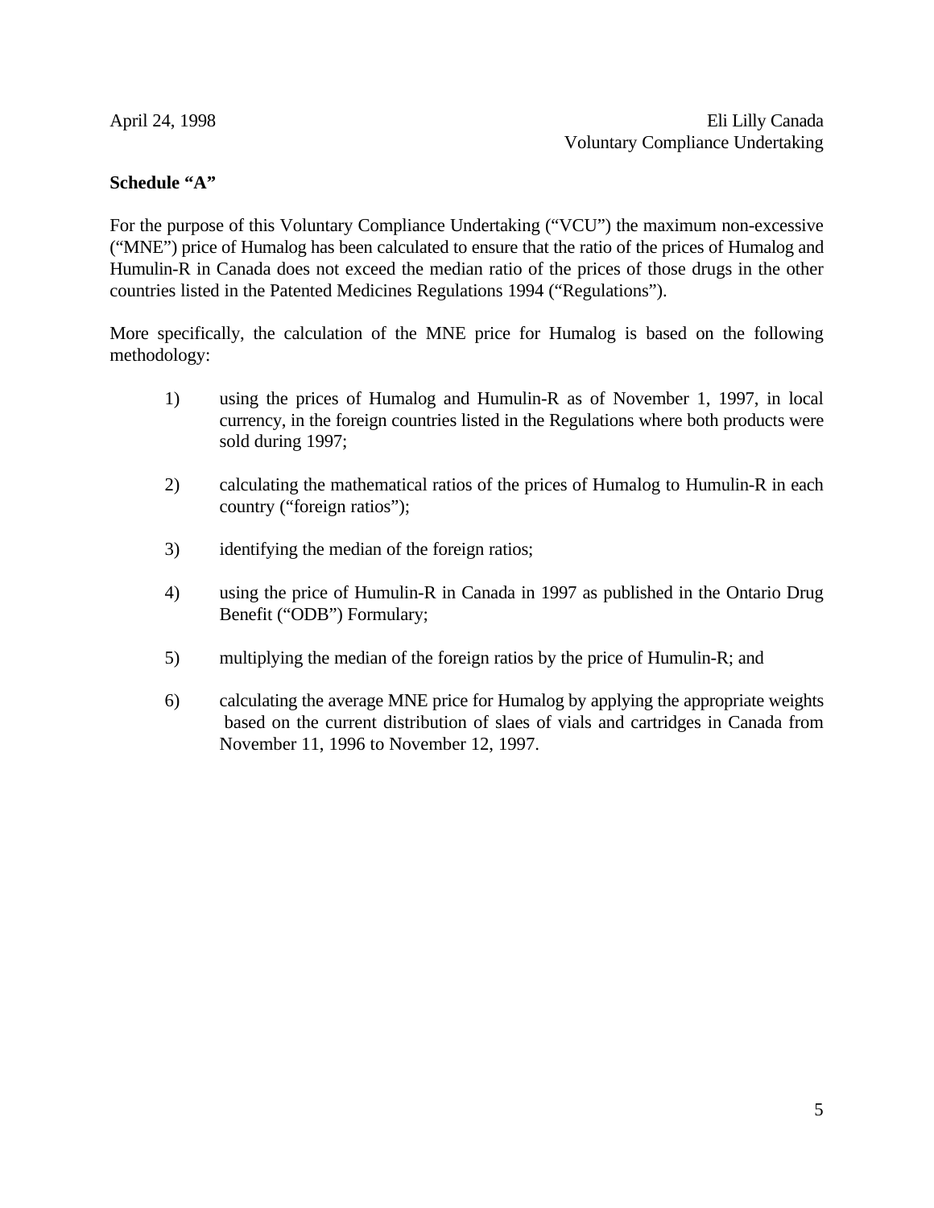April 24, 1998

Eli Lilly Canada
Voluntary Compliance Undertaking

**Schedule "A"**

For the purpose of this Voluntary Compliance Undertaking ("VCU") the maximum non-excessive ("MNE") price of Humalog has been calculated to ensure that the ratio of the prices of Humalog and Humulin-R in Canada does not exceed the median ratio of the prices of those drugs in the other countries listed in the Patented Medicines Regulations 1994 ("Regulations").

More specifically, the calculation of the MNE price for Humalog is based on the following methodology:

1) using the prices of Humalog and Humulin-R as of November 1, 1997, in local currency, in the foreign countries listed in the Regulations where both products were sold during 1997;

2) calculating the mathematical ratios of the prices of Humalog to Humulin-R in each country ("foreign ratios");

3) identifying the median of the foreign ratios;

4) using the price of Humulin-R in Canada in 1997 as published in the Ontario Drug Benefit ("ODB") Formulary;

5) multiplying the median of the foreign ratios by the price of Humulin-R; and

6) calculating the average MNE price for Humalog by applying the appropriate weights based on the current distribution of slaes of vials and cartridges in Canada from November 11, 1996 to November 12, 1997.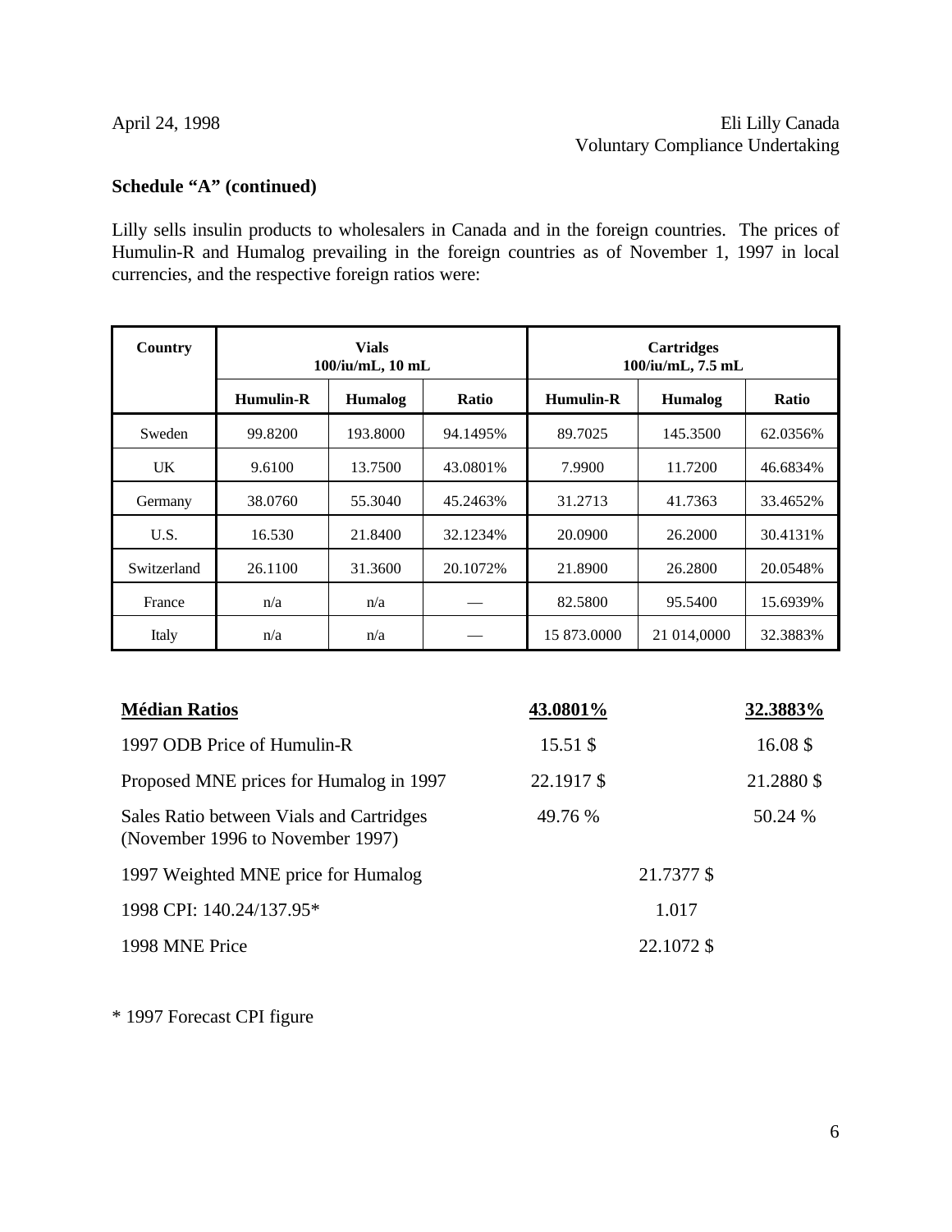April 24, 1998

Eli Lilly Canada
Voluntary Compliance Undertaking

**Schedule "A" (continued)**

Lilly sells insulin products to wholesalers in Canada and in the foreign countries. The prices of Humulin-R and Humalog prevailing in the foreign countries as of November 1, 1997 in local currencies, and the respective foreign ratios were:

| Country | Vials 100/iu/mL, 10 mL | | | Cartridges 100/iu/mL, 7.5 mL | | |
|---|---|---|---|---|---|---|
| | Humulin-R | Humalog | Ratio | Humulin-R | Humalog | Ratio |
| Sweden | 99.8200 | 193.8000 | 94.1495% | 89.7025 | 145.3500 | 62.0356% |
| UK | 9.6100 | 13.7500 | 43.0801% | 7.9900 | 11.7200 | 46.6834% |
| Germany | 38.0760 | 55.3040 | 45.2463% | 31.2713 | 41.7363 | 33.4652% |
| U.S. | 16.530 | 21.8400 | 32.1234% | 20.0900 | 26.2000 | 30.4131% |
| Switzerland | 26.1100 | 31.3600 | 20.1072% | 21.8900 | 26.2800 | 20.0548% |
| France | n/a | n/a | — | 82.5800 | 95.5400 | 15.6939% |
| Italy | n/a | n/a | — | 15 873.0000 | 21 014,0000 | 32.3883% |

| | | | |
|---|---|---|---|
| **Médian Ratios** | **43.0801%** | | **32.3883%** |
| 1997 ODB Price of Humulin-R | 15.51 $ | | 16.08 $ |
| Proposed MNE prices for Humalog in 1997 | 22.1917 $ | | 21.2880 $ |
| Sales Ratio between Vials and Cartridges (November 1996 to November 1997) | 49.76 % | | 50.24 % |
| 1997 Weighted MNE price for Humalog | | 21.7377 $ | |
| 1998 CPI: 140.24/137.95* | | 1.017 | |
| 1998 MNE Price | | 22.1072 $ | |

* 1997 Forecast CPI figure